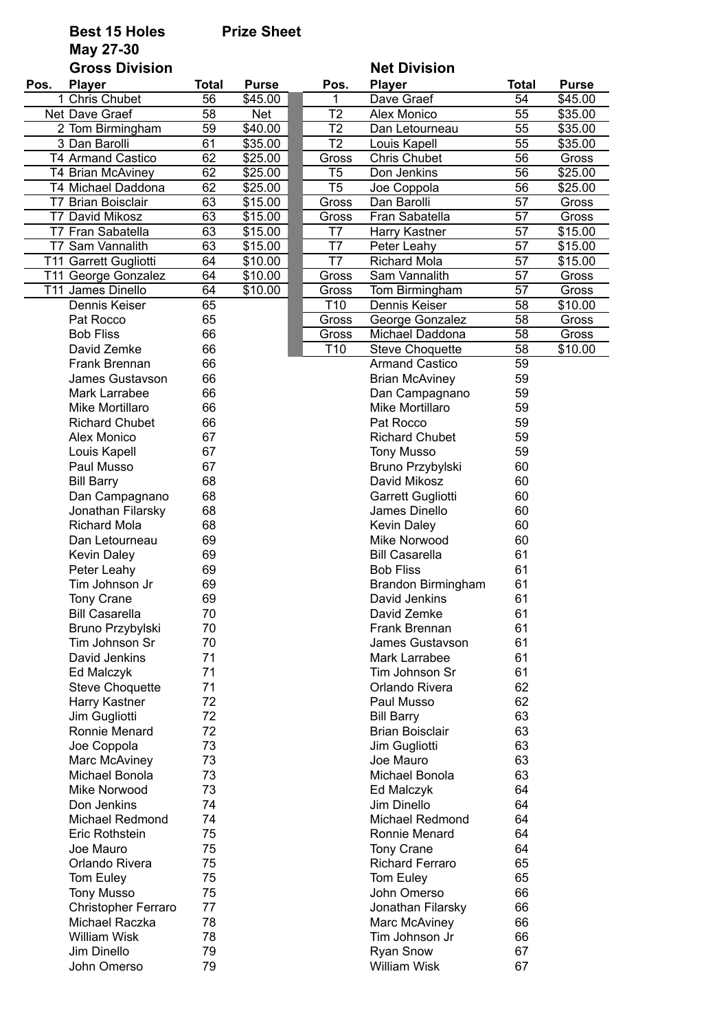**Best 15 Holes** **Prize Sheet**

**May 27-30**

## Gross Division

| Pos. | Player | Total | Purse |
|---|---|---|---|
| 1 | Chris Chubet | 56 | $45.00 |
| Net | Dave Graef | 58 | Net |
| 2 | Tom Birmingham | 59 | $40.00 |
| 3 | Dan Barolli | 61 | $35.00 |
| T4 | Armand Castico | 62 | $25.00 |
| T4 | Brian McAviney | 62 | $25.00 |
| T4 | Michael Daddona | 62 | $25.00 |
| T7 | Brian Boisclair | 63 | $15.00 |
| T7 | David Mikosz | 63 | $15.00 |
| T7 | Fran Sabatella | 63 | $15.00 |
| T7 | Sam Vannalith | 63 | $15.00 |
| T11 | Garrett Gugliotti | 64 | $10.00 |
| T11 | George Gonzalez | 64 | $10.00 |
| T11 | James Dinello | 64 | $10.00 |
| | Dennis Keiser | 65 | |
| | Pat Rocco | 65 | |
| | Bob Fliss | 66 | |
| | David Zemke | 66 | |
| | Frank Brennan | 66 | |
| | James Gustavson | 66 | |
| | Mark Larrabee | 66 | |
| | Mike Mortillaro | 66 | |
| | Richard Chubet | 66 | |
| | Alex Monico | 67 | |
| | Louis Kapell | 67 | |
| | Paul Musso | 67 | |
| | Bill Barry | 68 | |
| | Dan Campagnano | 68 | |
| | Jonathan Filarsky | 68 | |
| | Richard Mola | 68 | |
| | Dan Letourneau | 69 | |
| | Kevin Daley | 69 | |
| | Peter Leahy | 69 | |
| | Tim Johnson Jr | 69 | |
| | Tony Crane | 69 | |
| | Bill Casarella | 70 | |
| | Bruno Przybylski | 70 | |
| | Tim Johnson Sr | 70 | |
| | David Jenkins | 71 | |
| | Ed Malczyk | 71 | |
| | Steve Choquette | 71 | |
| | Harry Kastner | 72 | |
| | Jim Gugliotti | 72 | |
| | Ronnie Menard | 72 | |
| | Joe Coppola | 73 | |
| | Marc McAviney | 73 | |
| | Michael Bonola | 73 | |
| | Mike Norwood | 73 | |
| | Don Jenkins | 74 | |
| | Michael Redmond | 74 | |
| | Eric Rothstein | 75 | |
| | Joe Mauro | 75 | |
| | Orlando Rivera | 75 | |
| | Tom Euley | 75 | |
| | Tony Musso | 75 | |
| | Christopher Ferraro | 77 | |
| | Michael Raczka | 78 | |
| | William Wisk | 78 | |
| | Jim Dinello | 79 | |
| | John Omerso | 79 | |

## Net Division

| Pos. | Player | Total | Purse |
|---|---|---|---|
| 1 | Dave Graef | 54 | $45.00 |
| T2 | Alex Monico | 55 | $35.00 |
| T2 | Dan Letourneau | 55 | $35.00 |
| T2 | Louis Kapell | 55 | $35.00 |
| Gross | Chris Chubet | 56 | Gross |
| T5 | Don Jenkins | 56 | $25.00 |
| T5 | Joe Coppola | 56 | $25.00 |
| Gross | Dan Barolli | 57 | Gross |
| Gross | Fran Sabatella | 57 | Gross |
| T7 | Harry Kastner | 57 | $15.00 |
| T7 | Peter Leahy | 57 | $15.00 |
| T7 | Richard Mola | 57 | $15.00 |
| Gross | Sam Vannalith | 57 | Gross |
| Gross | Tom Birmingham | 57 | Gross |
| T10 | Dennis Keiser | 58 | $10.00 |
| Gross | George Gonzalez | 58 | Gross |
| Gross | Michael Daddona | 58 | Gross |
| T10 | Steve Choquette | 58 | $10.00 |
| | Armand Castico | 59 | |
| | Brian McAviney | 59 | |
| | Dan Campagnano | 59 | |
| | Mike Mortillaro | 59 | |
| | Pat Rocco | 59 | |
| | Richard Chubet | 59 | |
| | Tony Musso | 59 | |
| | Bruno Przybylski | 60 | |
| | David Mikosz | 60 | |
| | Garrett Gugliotti | 60 | |
| | James Dinello | 60 | |
| | Kevin Daley | 60 | |
| | Mike Norwood | 60 | |
| | Bill Casarella | 61 | |
| | Bob Fliss | 61 | |
| | Brandon Birmingham | 61 | |
| | David Jenkins | 61 | |
| | David Zemke | 61 | |
| | Frank Brennan | 61 | |
| | James Gustavson | 61 | |
| | Mark Larrabee | 61 | |
| | Tim Johnson Sr | 61 | |
| | Orlando Rivera | 62 | |
| | Paul Musso | 62 | |
| | Bill Barry | 63 | |
| | Brian Boisclair | 63 | |
| | Jim Gugliotti | 63 | |
| | Joe Mauro | 63 | |
| | Michael Bonola | 63 | |
| | Ed Malczyk | 64 | |
| | Jim Dinello | 64 | |
| | Michael Redmond | 64 | |
| | Ronnie Menard | 64 | |
| | Tony Crane | 64 | |
| | Richard Ferraro | 65 | |
| | Tom Euley | 65 | |
| | John Omerso | 66 | |
| | Jonathan Filarsky | 66 | |
| | Marc McAviney | 66 | |
| | Tim Johnson Jr | 66 | |
| | Ryan Snow | 67 | |
| | William Wisk | 67 | |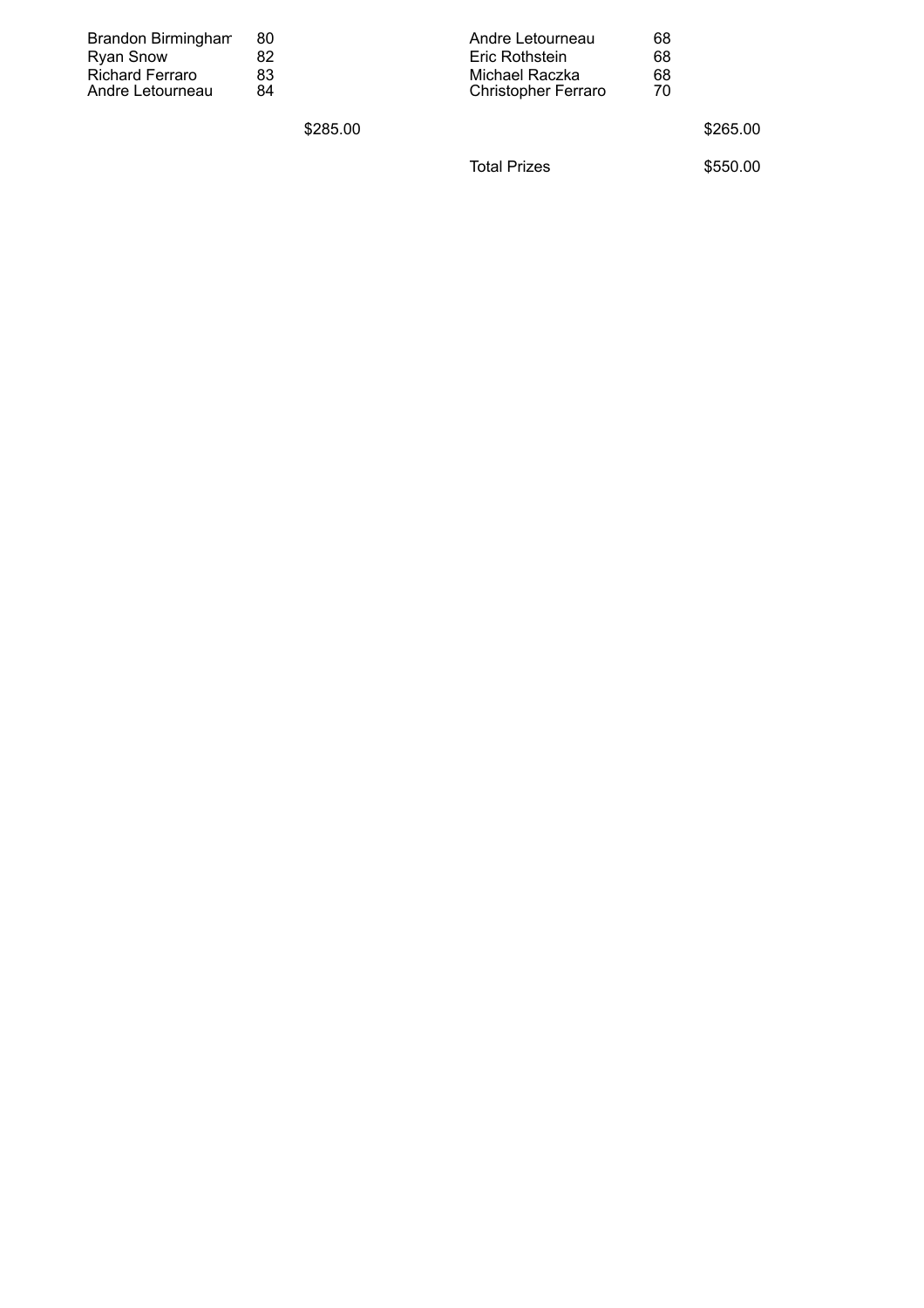| | | | | | |
|---|---|---|---|---|---|
| Brandon Birmingham | 80 | | Andre Letourneau | 68 | |
| Ryan Snow | 82 | | Eric Rothstein | 68 | |
| Richard Ferraro | 83 | | Michael Raczka | 68 | |
| Andre Letourneau | 84 | | Christopher Ferraro | 70 | |
| | | $285.00 | | | $265.00 |
| | | | Total Prizes | | $550.00 |